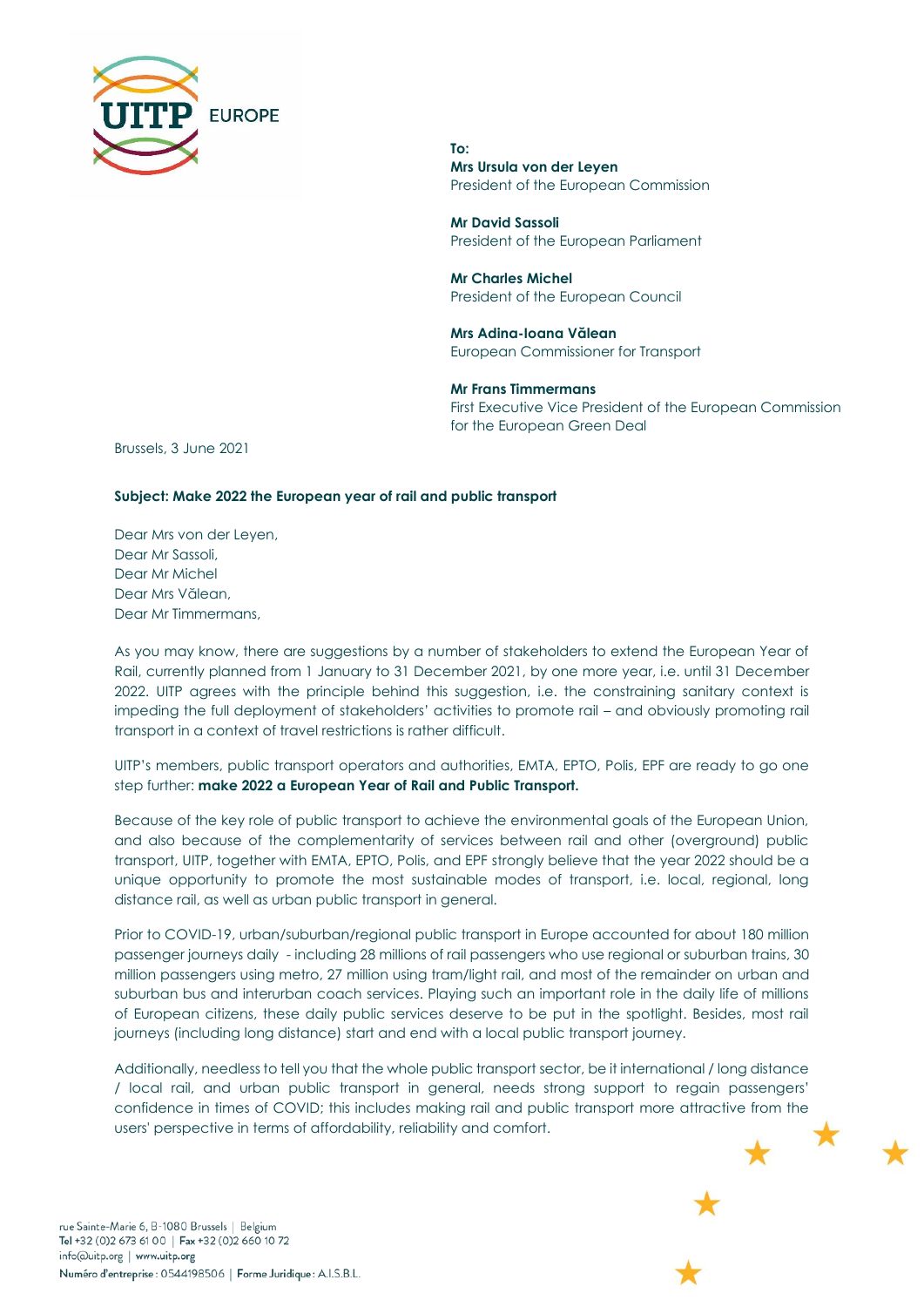UITP EUROPE

**To:**
**Mrs Ursula von der Leyen**
President of the European Commission

**Mr David Sassoli**
President of the European Parliament

**Mr Charles Michel**
President of the European Council

**Mrs Adina-Ioana Vălean**
European Commissioner for Transport

**Mr Frans Timmermans**
First Executive Vice President of the European Commission for the European Green Deal

Brussels, 3 June 2021

**Subject: Make 2022 the European year of rail and public transport**

Dear Mrs von der Leyen,
Dear Mr Sassoli,
Dear Mr Michel
Dear Mrs Vălean,
Dear Mr Timmermans,

As you may know, there are suggestions by a number of stakeholders to extend the European Year of Rail, currently planned from 1 January to 31 December 2021, by one more year, i.e. until 31 December 2022. UITP agrees with the principle behind this suggestion, i.e. the constraining sanitary context is impeding the full deployment of stakeholders' activities to promote rail – and obviously promoting rail transport in a context of travel restrictions is rather difficult.

UITP's members, public transport operators and authorities, EMTA, EPTO, Polis, EPF are ready to go one step further: **make 2022 a European Year of Rail and Public Transport.**

Because of the key role of public transport to achieve the environmental goals of the European Union, and also because of the complementarity of services between rail and other (overground) public transport, UITP, together with EMTA, EPTO, Polis, and EPF strongly believe that the year 2022 should be a unique opportunity to promote the most sustainable modes of transport, i.e. local, regional, long distance rail, as well as urban public transport in general.

Prior to COVID-19, urban/suburban/regional public transport in Europe accounted for about 180 million passenger journeys daily - including 28 millions of rail passengers who use regional or suburban trains, 30 million passengers using metro, 27 million using tram/light rail, and most of the remainder on urban and suburban bus and interurban coach services. Playing such an important role in the daily life of millions of European citizens, these daily public services deserve to be put in the spotlight. Besides, most rail journeys (including long distance) start and end with a local public transport journey.

Additionally, needless to tell you that the whole public transport sector, be it international / long distance / local rail, and urban public transport in general, needs strong support to regain passengers' confidence in times of COVID; this includes making rail and public transport more attractive from the users' perspective in terms of affordability, reliability and comfort.

rue Sainte-Marie 6, B-1080 Brussels | Belgium
Tel +32 (0)2 673 61 00 | Fax +32 (0)2 660 10 72
info@uitp.org | www.uitp.org
Numéro d'entreprise : 0544198506 | Forme Juridique : A.I.S.B.L.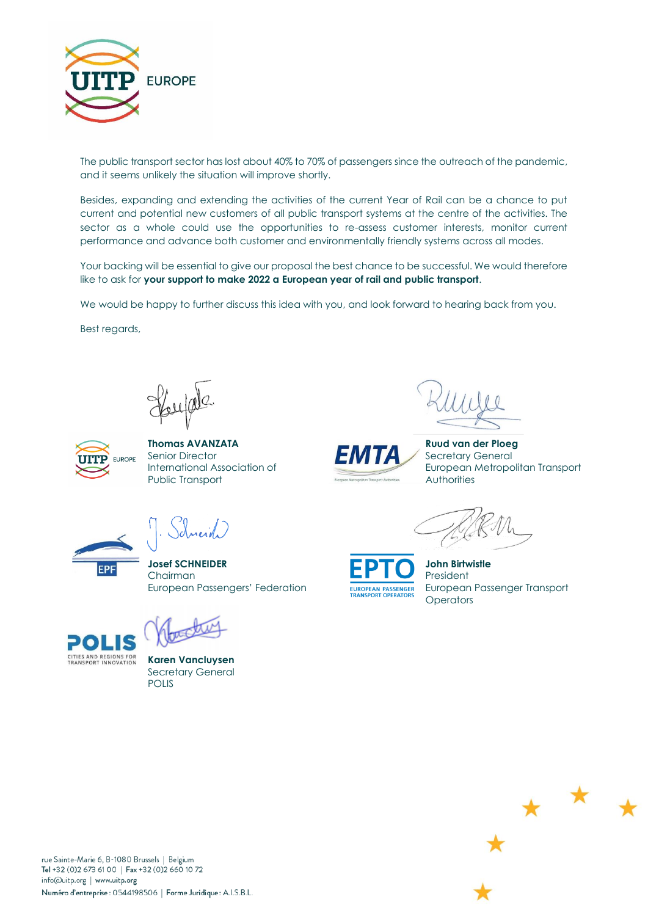The public transport sector has lost about 40% to 70% of passengers since the outreach of the pandemic, and it seems unlikely the situation will improve shortly.

Besides, expanding and extending the activities of the current Year of Rail can be a chance to put current and potential new customers of all public transport systems at the centre of the activities. The sector as a whole could use the opportunities to re-assess customer interests, monitor current performance and advance both customer and environmentally friendly systems across all modes.

Your backing will be essential to give our proposal the best chance to be successful. We would therefore like to ask for **your support to make 2022 a European year of rail and public transport**.

We would be happy to further discuss this idea with you, and look forward to hearing back from you.

Best regards,

**Thomas AVANZATA**
Senior Director
International Association of Public Transport

**Ruud van der Ploeg**
Secretary General
European Metropolitan Transport Authorities

**Josef SCHNEIDER**
Chairman
European Passengers' Federation

**John Birtwistle**
President
European Passenger Transport Operators

**Karen Vancluysen**
Secretary General
POLIS

rue Sainte-Marie 6, B-1080 Brussels | Belgium
Tel +32 (0)2 673 61 00 | Fax +32 (0)2 660 10 72
info@uitp.org | www.uitp.org
Numéro d'entreprise : 0544198506 | Forme Juridique : A.I.S.B.L.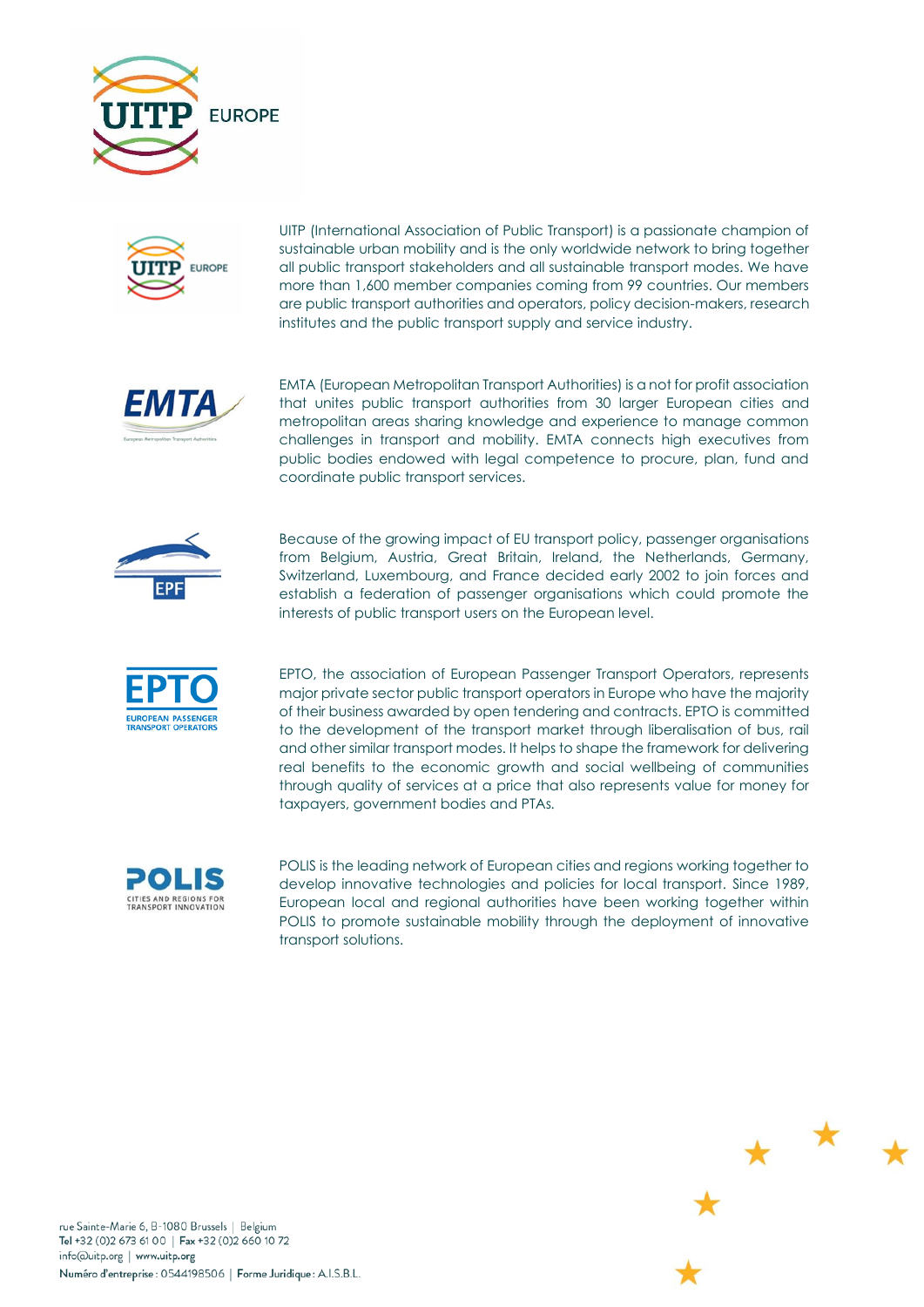UITP (International Association of Public Transport) is a passionate champion of sustainable urban mobility and is the only worldwide network to bring together all public transport stakeholders and all sustainable transport modes. We have more than 1,600 member companies coming from 99 countries. Our members are public transport authorities and operators, policy decision-makers, research institutes and the public transport supply and service industry.

EMTA (European Metropolitan Transport Authorities) is a not for profit association that unites public transport authorities from 30 larger European cities and metropolitan areas sharing knowledge and experience to manage common challenges in transport and mobility. EMTA connects high executives from public bodies endowed with legal competence to procure, plan, fund and coordinate public transport services.

Because of the growing impact of EU transport policy, passenger organisations from Belgium, Austria, Great Britain, Ireland, the Netherlands, Germany, Switzerland, Luxembourg, and France decided early 2002 to join forces and establish a federation of passenger organisations which could promote the interests of public transport users on the European level.

EPTO, the association of European Passenger Transport Operators, represents major private sector public transport operators in Europe who have the majority of their business awarded by open tendering and contracts. EPTO is committed to the development of the transport market through liberalisation of bus, rail and other similar transport modes. It helps to shape the framework for delivering real benefits to the economic growth and social wellbeing of communities through quality of services at a price that also represents value for money for taxpayers, government bodies and PTAs.

POLIS is the leading network of European cities and regions working together to develop innovative technologies and policies for local transport. Since 1989, European local and regional authorities have been working together within POLIS to promote sustainable mobility through the deployment of innovative transport solutions.

rue Sainte-Marie 6, B-1080 Brussels | Belgium
Tel +32 (0)2 673 61 00 | Fax +32 (0)2 660 10 72
info@uitp.org | www.uitp.org
Numéro d'entreprise : 0544198506 | Forme Juridique : A.I.S.B.L.